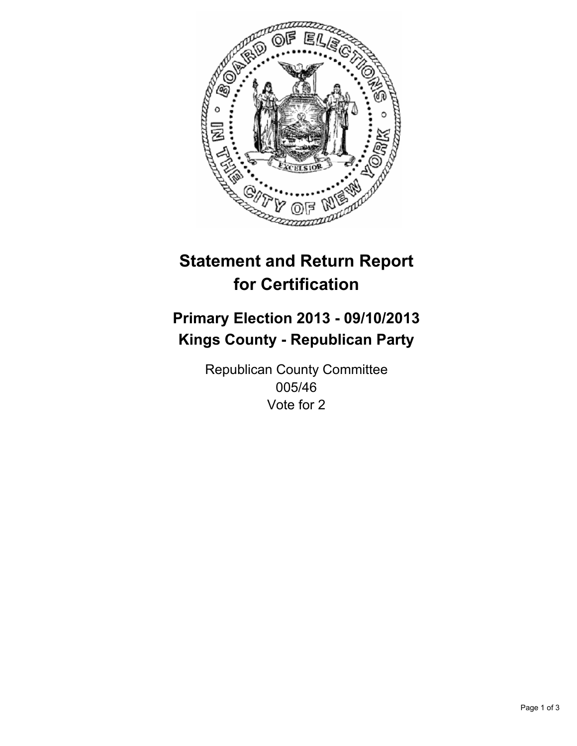# Statement and Return Report for Certification

## Primary Election 2013 - 09/10/2013
## Kings County - Republican Party

Republican County Committee
005/46
Vote for 2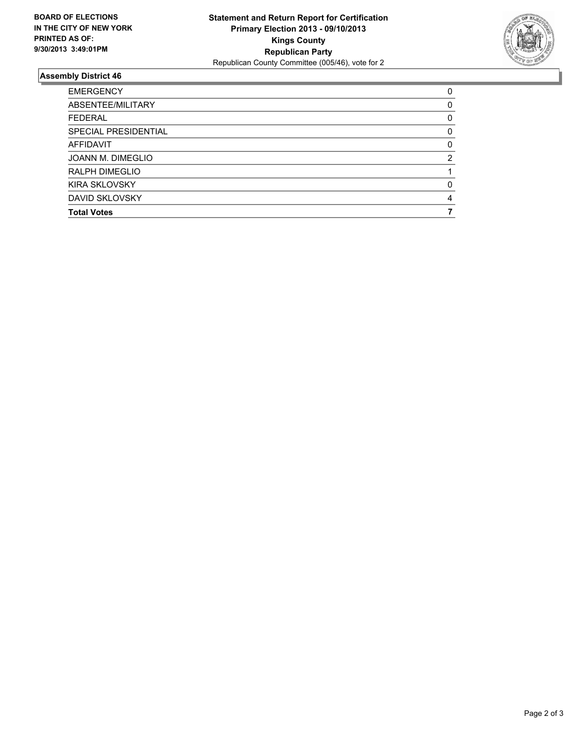**BOARD OF ELECTIONS IN THE CITY OF NEW YORK PRINTED AS OF: 9/30/2013 3:49:01PM**

**Statement and Return Report for Certification**
**Primary Election 2013 - 09/10/2013**
**Kings County**
**Republican Party**
Republican County Committee (005/46), vote for 2

## Assembly District 46

| | |
|---|---|
| EMERGENCY | 0 |
| ABSENTEE/MILITARY | 0 |
| FEDERAL | 0 |
| SPECIAL PRESIDENTIAL | 0 |
| AFFIDAVIT | 0 |
| JOANN M. DIMEGLIO | 2 |
| RALPH DIMEGLIO | 1 |
| KIRA SKLOVSKY | 0 |
| DAVID SKLOVSKY | 4 |
| **Total Votes** | **7** |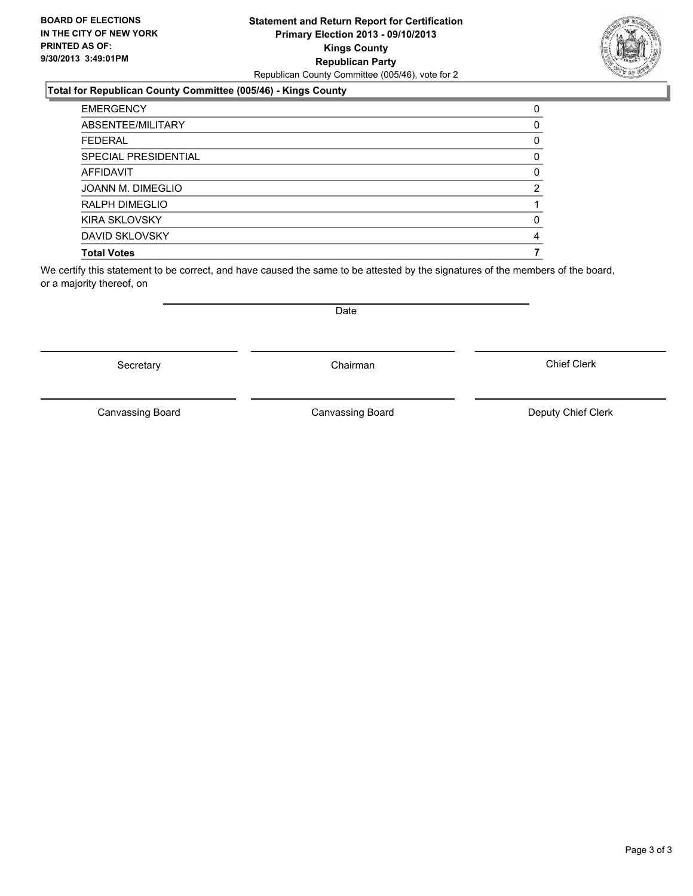**BOARD OF ELECTIONS**
**IN THE CITY OF NEW YORK**
**PRINTED AS OF:**
**9/30/2013 3:49:01PM**

**Statement and Return Report for Certification**
**Primary Election 2013 - 09/10/2013**
**Kings County**
**Republican Party**
Republican County Committee (005/46), vote for 2

### Total for Republican County Committee (005/46) - Kings County

| | |
|---|---|
| EMERGENCY | 0 |
| ABSENTEE/MILITARY | 0 |
| FEDERAL | 0 |
| SPECIAL PRESIDENTIAL | 0 |
| AFFIDAVIT | 0 |
| JOANN M. DIMEGLIO | 2 |
| RALPH DIMEGLIO | 1 |
| KIRA SKLOVSKY | 0 |
| DAVID SKLOVSKY | 4 |
| **Total Votes** | **7** |

We certify this statement to be correct, and have caused the same to be attested by the signatures of the members of the board, or a majority thereof, on

Date

Secretary | Chairman | Chief Clerk

Canvassing Board | Canvassing Board | Deputy Chief Clerk